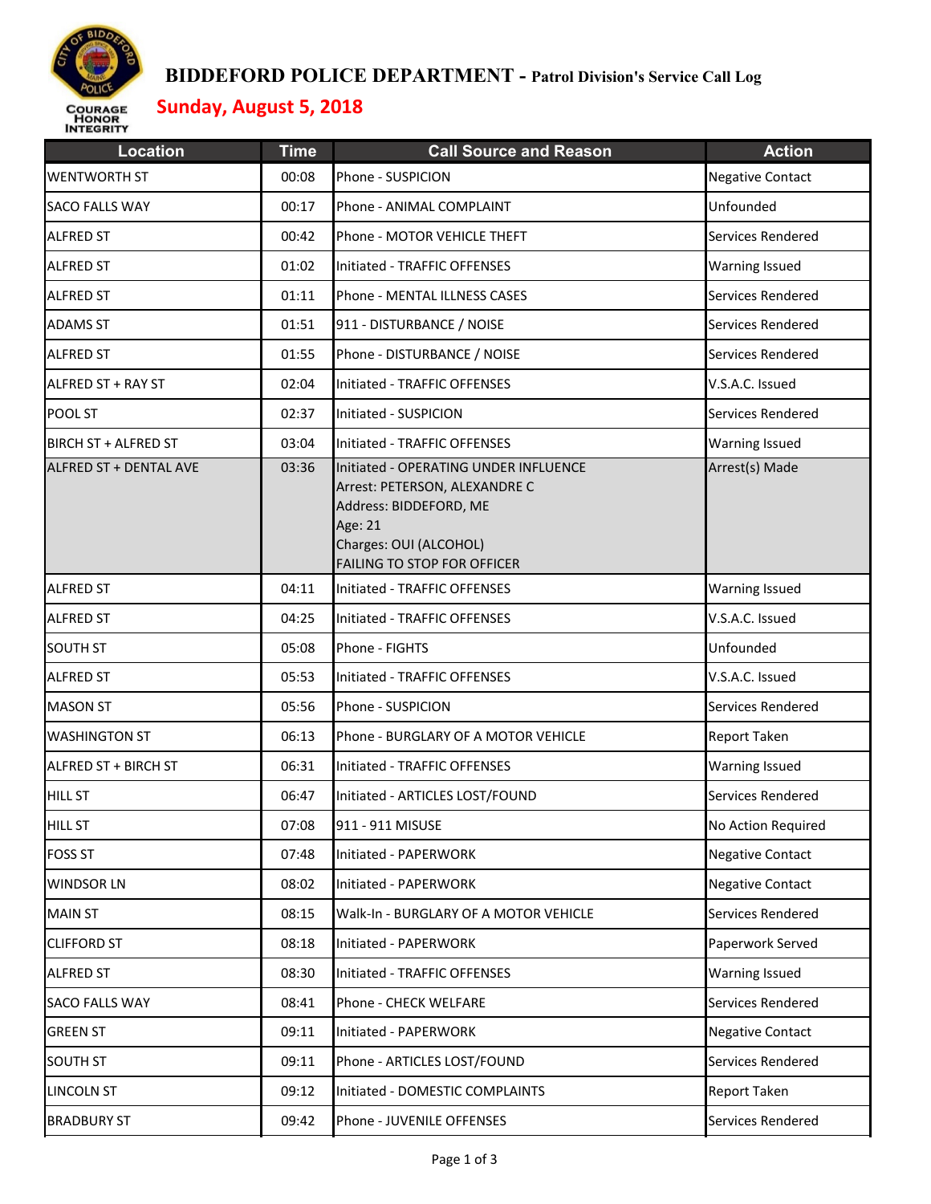# BIDDEFORD POLICE DEPARTMENT - Patrol Division's Service Call Log

## Sunday, August 5, 2018

| Location | Time | Call Source and Reason | Action |
|---|---|---|---|
| WENTWORTH ST | 00:08 | Phone - SUSPICION | Negative Contact |
| SACO FALLS WAY | 00:17 | Phone - ANIMAL COMPLAINT | Unfounded |
| ALFRED ST | 00:42 | Phone - MOTOR VEHICLE THEFT | Services Rendered |
| ALFRED ST | 01:02 | Initiated - TRAFFIC OFFENSES | Warning Issued |
| ALFRED ST | 01:11 | Phone - MENTAL ILLNESS CASES | Services Rendered |
| ADAMS ST | 01:51 | 911 - DISTURBANCE / NOISE | Services Rendered |
| ALFRED ST | 01:55 | Phone - DISTURBANCE / NOISE | Services Rendered |
| ALFRED ST + RAY ST | 02:04 | Initiated - TRAFFIC OFFENSES | V.S.A.C. Issued |
| POOL ST | 02:37 | Initiated - SUSPICION | Services Rendered |
| BIRCH ST + ALFRED ST | 03:04 | Initiated - TRAFFIC OFFENSES | Warning Issued |
| ALFRED ST + DENTAL AVE | 03:36 | Initiated - OPERATING UNDER INFLUENCE<br>Arrest: PETERSON, ALEXANDRE C<br>Address: BIDDEFORD, ME<br>Age: 21<br>Charges: OUI (ALCOHOL)<br>FAILING TO STOP FOR OFFICER | Arrest(s) Made |
| ALFRED ST | 04:11 | Initiated - TRAFFIC OFFENSES | Warning Issued |
| ALFRED ST | 04:25 | Initiated - TRAFFIC OFFENSES | V.S.A.C. Issued |
| SOUTH ST | 05:08 | Phone - FIGHTS | Unfounded |
| ALFRED ST | 05:53 | Initiated - TRAFFIC OFFENSES | V.S.A.C. Issued |
| MASON ST | 05:56 | Phone - SUSPICION | Services Rendered |
| WASHINGTON ST | 06:13 | Phone - BURGLARY OF A MOTOR VEHICLE | Report Taken |
| ALFRED ST + BIRCH ST | 06:31 | Initiated - TRAFFIC OFFENSES | Warning Issued |
| HILL ST | 06:47 | Initiated - ARTICLES LOST/FOUND | Services Rendered |
| HILL ST | 07:08 | 911 - 911 MISUSE | No Action Required |
| FOSS ST | 07:48 | Initiated - PAPERWORK | Negative Contact |
| WINDSOR LN | 08:02 | Initiated - PAPERWORK | Negative Contact |
| MAIN ST | 08:15 | Walk-In - BURGLARY OF A MOTOR VEHICLE | Services Rendered |
| CLIFFORD ST | 08:18 | Initiated - PAPERWORK | Paperwork Served |
| ALFRED ST | 08:30 | Initiated - TRAFFIC OFFENSES | Warning Issued |
| SACO FALLS WAY | 08:41 | Phone - CHECK WELFARE | Services Rendered |
| GREEN ST | 09:11 | Initiated - PAPERWORK | Negative Contact |
| SOUTH ST | 09:11 | Phone - ARTICLES LOST/FOUND | Services Rendered |
| LINCOLN ST | 09:12 | Initiated - DOMESTIC COMPLAINTS | Report Taken |
| BRADBURY ST | 09:42 | Phone - JUVENILE OFFENSES | Services Rendered |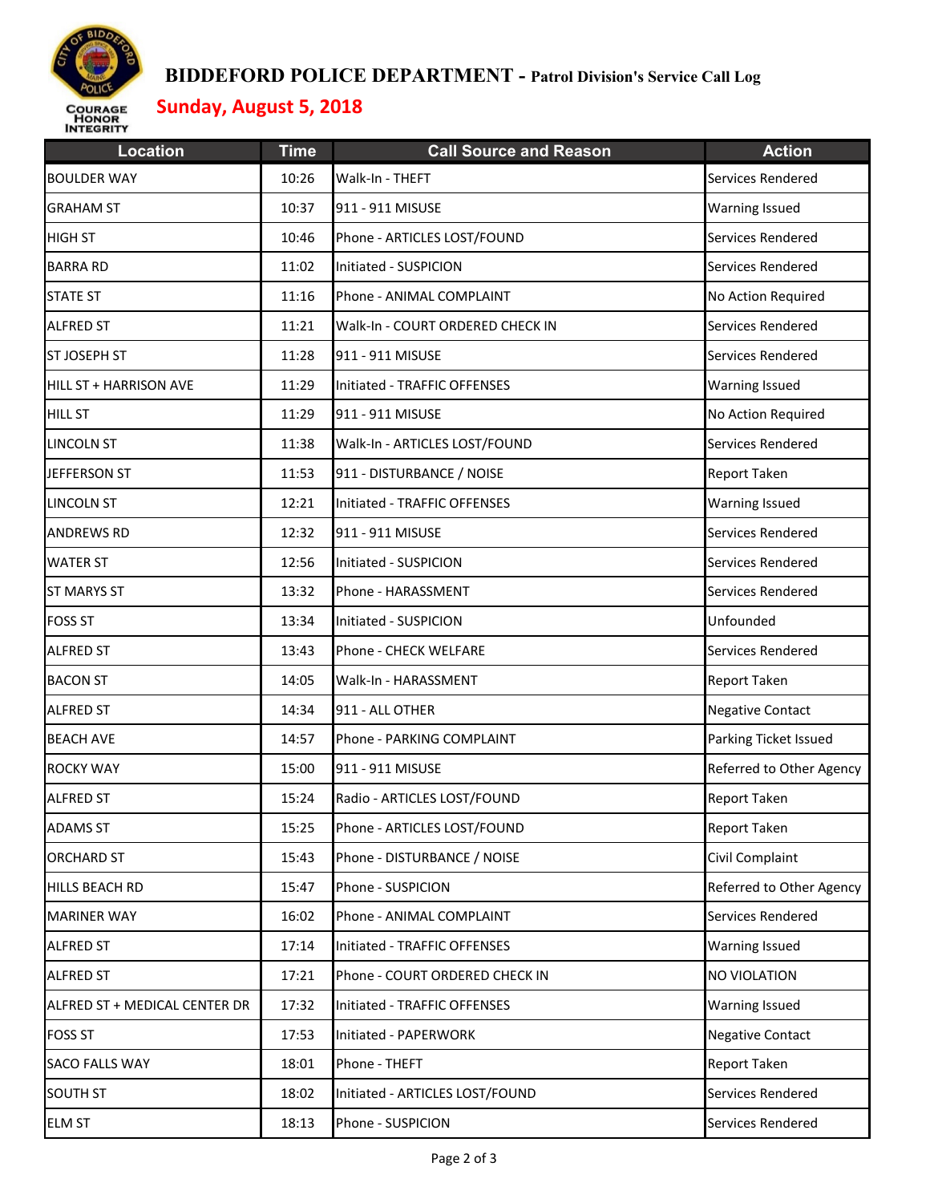# BIDDEFORD POLICE DEPARTMENT - Patrol Division's Service Call Log

## Sunday, August 5, 2018

| Location | Time | Call Source and Reason | Action |
|---|---|---|---|
| BOULDER WAY | 10:26 | Walk-In - THEFT | Services Rendered |
| GRAHAM ST | 10:37 | 911 - 911 MISUSE | Warning Issued |
| HIGH ST | 10:46 | Phone - ARTICLES LOST/FOUND | Services Rendered |
| BARRA RD | 11:02 | Initiated - SUSPICION | Services Rendered |
| STATE ST | 11:16 | Phone - ANIMAL COMPLAINT | No Action Required |
| ALFRED ST | 11:21 | Walk-In - COURT ORDERED CHECK IN | Services Rendered |
| ST JOSEPH ST | 11:28 | 911 - 911 MISUSE | Services Rendered |
| HILL ST + HARRISON AVE | 11:29 | Initiated - TRAFFIC OFFENSES | Warning Issued |
| HILL ST | 11:29 | 911 - 911 MISUSE | No Action Required |
| LINCOLN ST | 11:38 | Walk-In - ARTICLES LOST/FOUND | Services Rendered |
| JEFFERSON ST | 11:53 | 911 - DISTURBANCE / NOISE | Report Taken |
| LINCOLN ST | 12:21 | Initiated - TRAFFIC OFFENSES | Warning Issued |
| ANDREWS RD | 12:32 | 911 - 911 MISUSE | Services Rendered |
| WATER ST | 12:56 | Initiated - SUSPICION | Services Rendered |
| ST MARYS ST | 13:32 | Phone - HARASSMENT | Services Rendered |
| FOSS ST | 13:34 | Initiated - SUSPICION | Unfounded |
| ALFRED ST | 13:43 | Phone - CHECK WELFARE | Services Rendered |
| BACON ST | 14:05 | Walk-In - HARASSMENT | Report Taken |
| ALFRED ST | 14:34 | 911 - ALL OTHER | Negative Contact |
| BEACH AVE | 14:57 | Phone - PARKING COMPLAINT | Parking Ticket Issued |
| ROCKY WAY | 15:00 | 911 - 911 MISUSE | Referred to Other Agency |
| ALFRED ST | 15:24 | Radio - ARTICLES LOST/FOUND | Report Taken |
| ADAMS ST | 15:25 | Phone - ARTICLES LOST/FOUND | Report Taken |
| ORCHARD ST | 15:43 | Phone - DISTURBANCE / NOISE | Civil Complaint |
| HILLS BEACH RD | 15:47 | Phone - SUSPICION | Referred to Other Agency |
| MARINER WAY | 16:02 | Phone - ANIMAL COMPLAINT | Services Rendered |
| ALFRED ST | 17:14 | Initiated - TRAFFIC OFFENSES | Warning Issued |
| ALFRED ST | 17:21 | Phone - COURT ORDERED CHECK IN | NO VIOLATION |
| ALFRED ST + MEDICAL CENTER DR | 17:32 | Initiated - TRAFFIC OFFENSES | Warning Issued |
| FOSS ST | 17:53 | Initiated - PAPERWORK | Negative Contact |
| SACO FALLS WAY | 18:01 | Phone - THEFT | Report Taken |
| SOUTH ST | 18:02 | Initiated - ARTICLES LOST/FOUND | Services Rendered |
| ELM ST | 18:13 | Phone - SUSPICION | Services Rendered |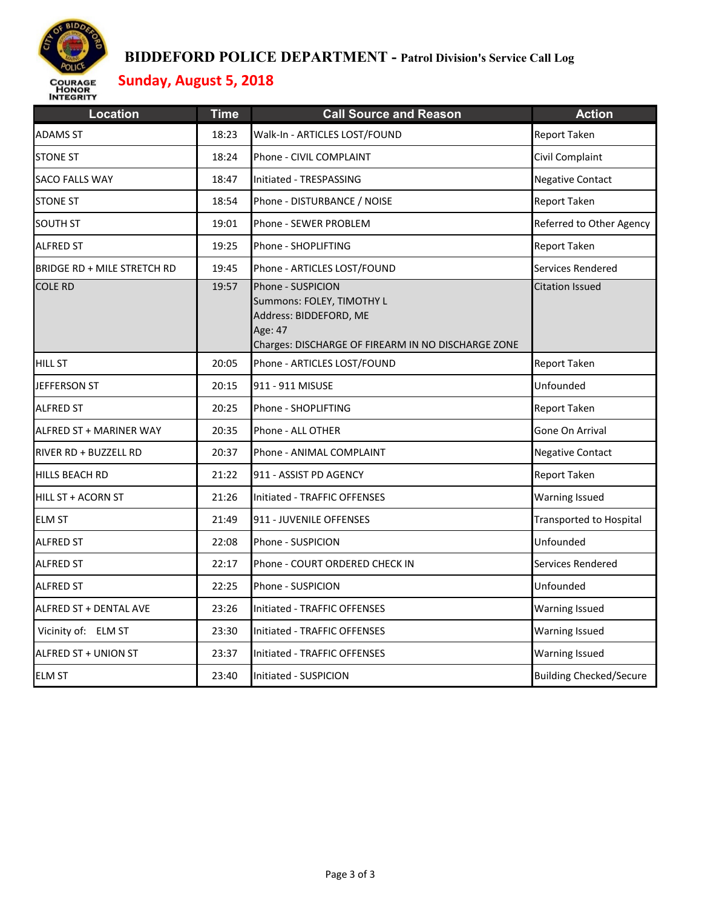# BIDDEFORD POLICE DEPARTMENT - Patrol Division's Service Call Log

## Sunday, August 5, 2018

| Location | Time | Call Source and Reason | Action |
|---|---|---|---|
| ADAMS ST | 18:23 | Walk-In - ARTICLES LOST/FOUND | Report Taken |
| STONE ST | 18:24 | Phone - CIVIL COMPLAINT | Civil Complaint |
| SACO FALLS WAY | 18:47 | Initiated - TRESPASSING | Negative Contact |
| STONE ST | 18:54 | Phone - DISTURBANCE / NOISE | Report Taken |
| SOUTH ST | 19:01 | Phone - SEWER PROBLEM | Referred to Other Agency |
| ALFRED ST | 19:25 | Phone - SHOPLIFTING | Report Taken |
| BRIDGE RD + MILE STRETCH RD | 19:45 | Phone - ARTICLES LOST/FOUND | Services Rendered |
| COLE RD | 19:57 | Phone - SUSPICION<br>Summons: FOLEY, TIMOTHY L<br>Address: BIDDEFORD, ME<br>Age: 47<br>Charges: DISCHARGE OF FIREARM IN NO DISCHARGE ZONE | Citation Issued |
| HILL ST | 20:05 | Phone - ARTICLES LOST/FOUND | Report Taken |
| JEFFERSON ST | 20:15 | 911 - 911 MISUSE | Unfounded |
| ALFRED ST | 20:25 | Phone - SHOPLIFTING | Report Taken |
| ALFRED ST + MARINER WAY | 20:35 | Phone - ALL OTHER | Gone On Arrival |
| RIVER RD + BUZZELL RD | 20:37 | Phone - ANIMAL COMPLAINT | Negative Contact |
| HILLS BEACH RD | 21:22 | 911 - ASSIST PD AGENCY | Report Taken |
| HILL ST + ACORN ST | 21:26 | Initiated - TRAFFIC OFFENSES | Warning Issued |
| ELM ST | 21:49 | 911 - JUVENILE OFFENSES | Transported to Hospital |
| ALFRED ST | 22:08 | Phone - SUSPICION | Unfounded |
| ALFRED ST | 22:17 | Phone - COURT ORDERED CHECK IN | Services Rendered |
| ALFRED ST | 22:25 | Phone - SUSPICION | Unfounded |
| ALFRED ST + DENTAL AVE | 23:26 | Initiated - TRAFFIC OFFENSES | Warning Issued |
| Vicinity of: ELM ST | 23:30 | Initiated - TRAFFIC OFFENSES | Warning Issued |
| ALFRED ST + UNION ST | 23:37 | Initiated - TRAFFIC OFFENSES | Warning Issued |
| ELM ST | 23:40 | Initiated - SUSPICION | Building Checked/Secure |